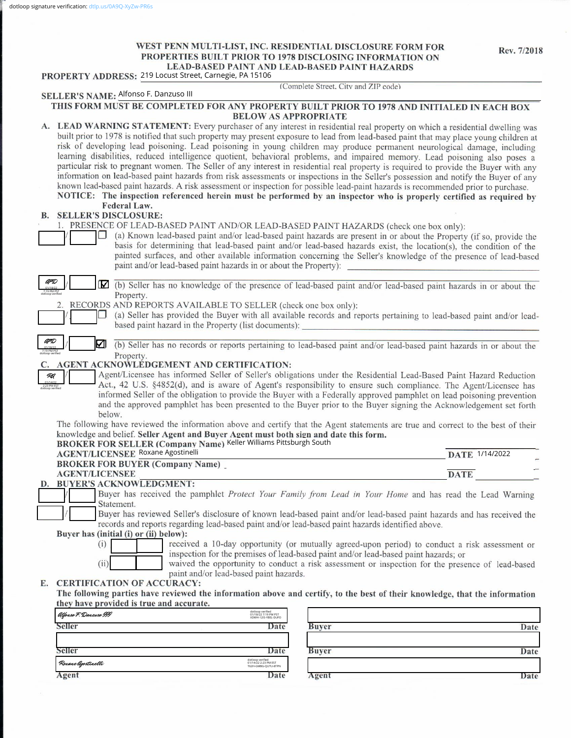dotloop signature verification: dtlp.us/0A9Q-XyZw-PR6s

# WEST PENN MULTI-LIST, INC. RESIDENTIAL DISCLOSURE FORM FOR PROPERTIES BUILT PRIOR TO 1978 DISCLOSING INFORMATION ON LEAD-BASED PAINT AND LEAD-BASED PAINT HAZARDS

Rev. 7/2018

**PROPERTY ADDRESS:** 219 Locust Street, Carnegie, PA 15106
(Complete Street, City and ZIP code)

**SELLER'S NAME:** Alfonso F. Danzuso III

**THIS FORM MUST BE COMPLETED FOR ANY PROPERTY BUILT PRIOR TO 1978 AND INITIALED IN EACH BOX BELOW AS APPROPRIATE**

**A. LEAD WARNING STATEMENT:** Every purchaser of any interest in residential real property on which a residential dwelling was built prior to 1978 is notified that such property may present exposure to lead from lead-based paint that may place young children at risk of developing lead poisoning. Lead poisoning in young children may produce permanent neurological damage, including learning disabilities, reduced intelligence quotient, behavioral problems, and impaired memory. Lead poisoning also poses a particular risk to pregnant women. The Seller of any interest in residential real property is required to provide the Buyer with any information on lead-based paint hazards from risk assessments or inspections in the Seller's possession and notify the Buyer of any known lead-based paint hazards. A risk assessment or inspection for possible lead-paint hazards is recommended prior to purchase.

**NOTICE: The inspection referenced herein must be performed by an inspector who is properly certified as required by Federal Law.**

**B. SELLER'S DISCLOSURE:**

1. PRESENCE OF LEAD-BASED PAINT AND/OR LEAD-BASED PAINT HAZARDS (check one box only):

\_\_\_ / \_\_\_ ☐ (a) Known lead-based paint and/or lead-based paint hazards are present in or about the Property (if so, provide the basis for determining that lead-based paint and/or lead-based hazards exist, the location(s), the condition of the painted surfaces, and other available information concerning the Seller's knowledge of the presence of lead-based paint and/or lead-based paint hazards in or about the Property): \_\_\_\_\_\_\_\_\_\_

AFD (01/18/22 7:19 PM PST dotloop verified) / \_\_\_ ☑ (b) Seller has no knowledge of the presence of lead-based paint and/or lead-based paint hazards in or about the Property.

2. RECORDS AND REPORTS AVAILABLE TO SELLER (check one box only):

\_\_\_ / \_\_\_ ☐ (a) Seller has provided the Buyer with all available records and reports pertaining to lead-based paint and/or lead-based paint hazard in the Property (list documents): \_\_\_\_\_\_\_\_\_\_

AFD (01/18/22 7:19 PM PST dotloop verified) / \_\_\_ ☑ (b) Seller has no records or reports pertaining to lead-based paint and/or lead-based paint hazards in or about the Property.

**C. AGENT ACKNOWLEDGEMENT AND CERTIFICATION:**

RA (01/14/22 2:23 PM EST dotloop verified) / \_\_\_ Agent/Licensee has informed Seller of Seller's obligations under the Residential Lead-Based Paint Hazard Reduction Act., 42 U.S. §4852(d), and is aware of Agent's responsibility to ensure such compliance. The Agent/Licensee has informed Seller of the obligation to provide the Buyer with a Federally approved pamphlet on lead poisoning prevention and the approved pamphlet has been presented to the Buyer prior to the Buyer signing the Acknowledgement set forth below.

The following have reviewed the information above and certify that the Agent statements are true and correct to the best of their knowledge and belief. **Seller Agent and Buyer Agent must both sign and date this form.**

**BROKER FOR SELLER (Company Name)** Keller Williams Pittsburgh South
**AGENT/LICENSEE** Roxane Agostinelli **DATE** 1/14/2022
**BROKER FOR BUYER (Company Name)** \_\_\_\_\_\_\_\_\_\_
**AGENT/LICENSEE** \_\_\_\_\_\_\_\_\_\_ **DATE** \_\_\_\_\_\_\_\_\_\_

**D. BUYER'S ACKNOWLEDGMENT:**

\_\_\_ / \_\_\_ Buyer has received the pamphlet *Protect Your Family from Lead in Your Home* and has read the Lead Warning Statement.

\_\_\_ / \_\_\_ Buyer has reviewed Seller's disclosure of known lead-based paint and/or lead-based paint hazards and has received the records and reports regarding lead-based paint and/or lead-based paint hazards identified above.

**Buyer has (initial (i) or (ii) below):**

(i) \_\_\_ \_\_\_ received a 10-day opportunity (or mutually agreed-upon period) to conduct a risk assessment or inspection for the premises of lead-based paint and/or lead-based paint hazards; or

(ii) \_\_\_ \_\_\_ waived the opportunity to conduct a risk assessment or inspection for the presence of lead-based paint and/or lead-based paint hazards.

**E. CERTIFICATION OF ACCURACY:**

**The following parties have reviewed the information above and certify, to the best of their knowledge, that the information they have provided is true and accurate.**

| | | | |
|---|---|---|---|
| Alfonso F. Danzuso III | dotloop verified 01/18/22 7:19 PM PST XDWH-12IS-YBEL-DUFO | | |
| **Seller** | **Date** | **Buyer** | **Date** |
| | | | |
| **Seller** | **Date** | **Buyer** | **Date** |
| Roxane Agostinelli | dotloop verified 01/14/22 2:23 PM EST T62H-GMBG-QUTU-8TPN | | |
| **Agent** | **Date** | **Agent** | **Date** |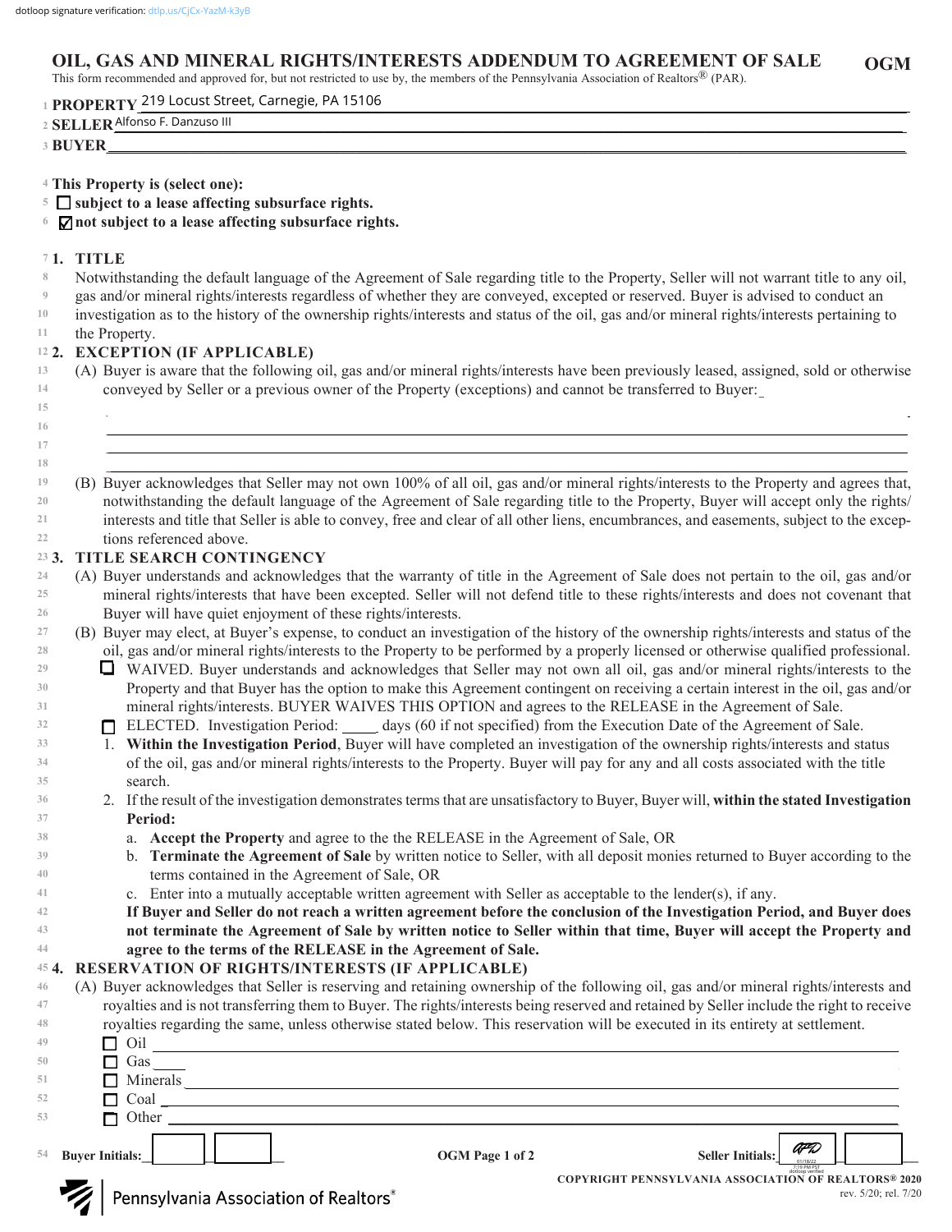dotloop signature verification: dtlp.us/CjCx-YazM-k3yB

# OIL, GAS AND MINERAL RIGHTS/INTERESTS ADDENDUM TO AGREEMENT OF SALE

**OGM**

This form recommended and approved for, but not restricted to use by, the members of the Pennsylvania Association of Realtors® (PAR).

1 **PROPERTY** 219 Locust Street, Carnegie, PA 15106

2 **SELLER** Alfonso F. Danzuso III

3 **BUYER** ______________________________

4 **This Property is (select one):**

5 ☐ **subject to a lease affecting subsurface rights.**

6 ☑ **not subject to a lease affecting subsurface rights.**

7 **1. TITLE**

8 Notwithstanding the default language of the Agreement of Sale regarding title to the Property, Seller will not warrant title to any oil,
9 gas and/or mineral rights/interests regardless of whether they are conveyed, excepted or reserved. Buyer is advised to conduct an
10 investigation as to the history of the ownership rights/interests and status of the oil, gas and/or mineral rights/interests pertaining to
11 the Property.

12 **2. EXCEPTION (IF APPLICABLE)**

13 (A) Buyer is aware that the following oil, gas and/or mineral rights/interests have been previously leased, assigned, sold or otherwise
14 conveyed by Seller or a previous owner of the Property (exceptions) and cannot be transferred to Buyer: ______________________________
15 ______________________________
16 ______________________________
17 ______________________________
18

19 (B) Buyer acknowledges that Seller may not own 100% of all oil, gas and/or mineral rights/interests to the Property and agrees that,
20 notwithstanding the default language of the Agreement of Sale regarding title to the Property, Buyer will accept only the rights/
21 interests and title that Seller is able to convey, free and clear of all other liens, encumbrances, and easements, subject to the excep-
22 tions referenced above.

23 **3. TITLE SEARCH CONTINGENCY**

24 (A) Buyer understands and acknowledges that the warranty of title in the Agreement of Sale does not pertain to the oil, gas and/or
25 mineral rights/interests that have been excepted. Seller will not defend title to these rights/interests and does not covenant that
26 Buyer will have quiet enjoyment of these rights/interests.

27 (B) Buyer may elect, at Buyer's expense, to conduct an investigation of the history of the ownership rights/interests and status of the
28 oil, gas and/or mineral rights/interests to the Property to be performed by a properly licensed or otherwise qualified professional.

29 ☐ WAIVED. Buyer understands and acknowledges that Seller may not own all oil, gas and/or mineral rights/interests to the
30 Property and that Buyer has the option to make this Agreement contingent on receiving a certain interest in the oil, gas and/or
31 mineral rights/interests. BUYER WAIVES THIS OPTION and agrees to the RELEASE in the Agreement of Sale.

32 ☐ ELECTED. Investigation Period: _____ days (60 if not specified) from the Execution Date of the Agreement of Sale.

33 1. **Within the Investigation Period**, Buyer will have completed an investigation of the ownership rights/interests and status
34 of the oil, gas and/or mineral rights/interests to the Property. Buyer will pay for any and all costs associated with the title
35 search.

36 2. If the result of the investigation demonstrates terms that are unsatisfactory to Buyer, Buyer will, **within the stated Investigation**
37 **Period:**

38 a. **Accept the Property** and agree to the the RELEASE in the Agreement of Sale, OR
39 b. **Terminate the Agreement of Sale** by written notice to Seller, with all deposit monies returned to Buyer according to the
40 terms contained in the Agreement of Sale, OR
41 c. Enter into a mutually acceptable written agreement with Seller as acceptable to the lender(s), if any.

42 **If Buyer and Seller do not reach a written agreement before the conclusion of the Investigation Period, and Buyer does**
43 **not terminate the Agreement of Sale by written notice to Seller within that time, Buyer will accept the Property and**
44 **agree to the terms of the RELEASE in the Agreement of Sale.**

45 **4. RESERVATION OF RIGHTS/INTERESTS (IF APPLICABLE)**

46 (A) Buyer acknowledges that Seller is reserving and retaining ownership of the following oil, gas and/or mineral rights/interests and
47 royalties and is not transferring them to Buyer. The rights/interests being reserved and retained by Seller include the right to receive
48 royalties regarding the same, unless otherwise stated below. This reservation will be executed in its entirety at settlement.

49 ☐ Oil ______________________________
50 ☐ Gas ______________________________
51 ☐ Minerals ______________________________
52 ☐ Coal ______________________________
53 ☐ Other ______________________________

54 **Buyer Initials:** ______ ______ **OGM Page 1 of 2** **Seller Initials:** AFD ______

**COPYRIGHT PENNSYLVANIA ASSOCIATION OF REALTORS® 2020**
rev. 5/20; rel. 7/20

Pennsylvania Association of Realtors®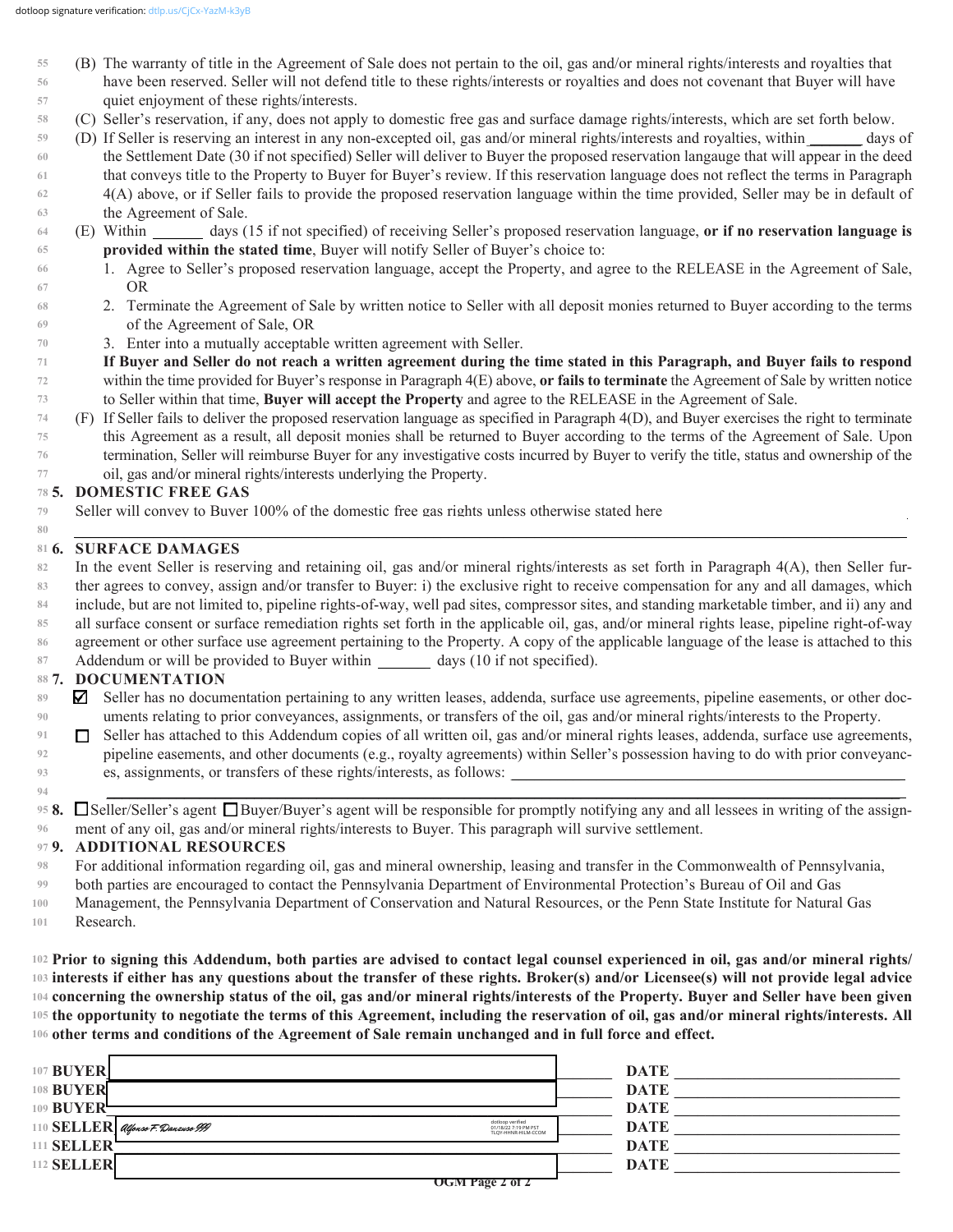(B) The warranty of title in the Agreement of Sale does not pertain to the oil, gas and/or mineral rights/interests and royalties that have been reserved. Seller will not defend title to these rights/interests or royalties and does not covenant that Buyer will have quiet enjoyment of these rights/interests.

(C) Seller's reservation, if any, does not apply to domestic free gas and surface damage rights/interests, which are set forth below.

(D) If Seller is reserving an interest in any non-excepted oil, gas and/or mineral rights/interests and royalties, within _______ days of the Settlement Date (30 if not specified) Seller will deliver to Buyer the proposed reservation langauge that will appear in the deed that conveys title to the Property to Buyer for Buyer's review. If this reservation language does not reflect the terms in Paragraph 4(A) above, or if Seller fails to provide the proposed reservation language within the time provided, Seller may be in default of the Agreement of Sale.

(E) Within _______ days (15 if not specified) of receiving Seller's proposed reservation language, **or if no reservation language is provided within the stated time**, Buyer will notify Seller of Buyer's choice to:

1. Agree to Seller's proposed reservation language, accept the Property, and agree to the RELEASE in the Agreement of Sale, OR
2. Terminate the Agreement of Sale by written notice to Seller with all deposit monies returned to Buyer according to the terms of the Agreement of Sale, OR
3. Enter into a mutually acceptable written agreement with Seller.

**If Buyer and Seller do not reach a written agreement during the time stated in this Paragraph, and Buyer fails to respond** within the time provided for Buyer's response in Paragraph 4(E) above, **or fails to terminate** the Agreement of Sale by written notice to Seller within that time, **Buyer will accept the Property** and agree to the RELEASE in the Agreement of Sale.

(F) If Seller fails to deliver the proposed reservation language as specified in Paragraph 4(D), and Buyer exercises the right to terminate this Agreement as a result, all deposit monies shall be returned to Buyer according to the terms of the Agreement of Sale. Upon termination, Seller will reimburse Buyer for any investigative costs incurred by Buyer to verify the title, status and ownership of the oil, gas and/or mineral rights/interests underlying the Property.

## 5. DOMESTIC FREE GAS

Seller will convey to Buyer 100% of the domestic free gas rights unless otherwise stated here

______________________________________________________________________

## 6. SURFACE DAMAGES

In the event Seller is reserving and retaining oil, gas and/or mineral rights/interests as set forth in Paragraph 4(A), then Seller further agrees to convey, assign and/or transfer to Buyer: i) the exclusive right to receive compensation for any and all damages, which include, but are not limited to, pipeline rights-of-way, well pad sites, compressor sites, and standing marketable timber, and ii) any and all surface consent or surface remediation rights set forth in the applicable oil, gas, and/or mineral rights lease, pipeline right-of-way agreement or other surface use agreement pertaining to the Property. A copy of the applicable language of the lease is attached to this Addendum or will be provided to Buyer within _______ days (10 if not specified).

## 7. DOCUMENTATION

☑ Seller has no documentation pertaining to any written leases, addenda, surface use agreements, pipeline easements, or other documents relating to prior conveyances, assignments, or transfers of the oil, gas and/or mineral rights/interests to the Property.

☐ Seller has attached to this Addendum copies of all written oil, gas and/or mineral rights leases, addenda, surface use agreements, pipeline easements, and other documents (e.g., royalty agreements) within Seller's possession having to do with prior conveyances, assignments, or transfers of these rights/interests, as follows: ______________________________

______________________________________________________________________

**8.** ☐ Seller/Seller's agent ☐ Buyer/Buyer's agent will be responsible for promptly notifying any and all lessees in writing of the assignment of any oil, gas and/or mineral rights/interests to Buyer. This paragraph will survive settlement.

## 9. ADDITIONAL RESOURCES

For additional information regarding oil, gas and mineral ownership, leasing and transfer in the Commonwealth of Pennsylvania, both parties are encouraged to contact the Pennsylvania Department of Environmental Protection's Bureau of Oil and Gas Management, the Pennsylvania Department of Conservation and Natural Resources, or the Penn State Institute for Natural Gas Research.

**Prior to signing this Addendum, both parties are advised to contact legal counsel experienced in oil, gas and/or mineral rights/interests if either has any questions about the transfer of these rights. Broker(s) and/or Licensee(s) will not provide legal advice concerning the ownership status of the oil, gas and/or mineral rights/interests of the Property. Buyer and Seller have been given the opportunity to negotiate the terms of this Agreement, including the reservation of oil, gas and/or mineral rights/interests. All other terms and conditions of the Agreement of Sale remain unchanged and in full force and effect.**

| | | | |
|---|---|---|---|
| **BUYER** | | **DATE** | |
| **BUYER** | | **DATE** | |
| **BUYER** | | **DATE** | |
| **SELLER** | *Alfonso F. Danzuso III* (dotloop verified 01/18/22 7:19 PM PST TLQY-HHNR-HILM-CCOM) | **DATE** | |
| **SELLER** | | **DATE** | |
| **SELLER** | | **DATE** | |